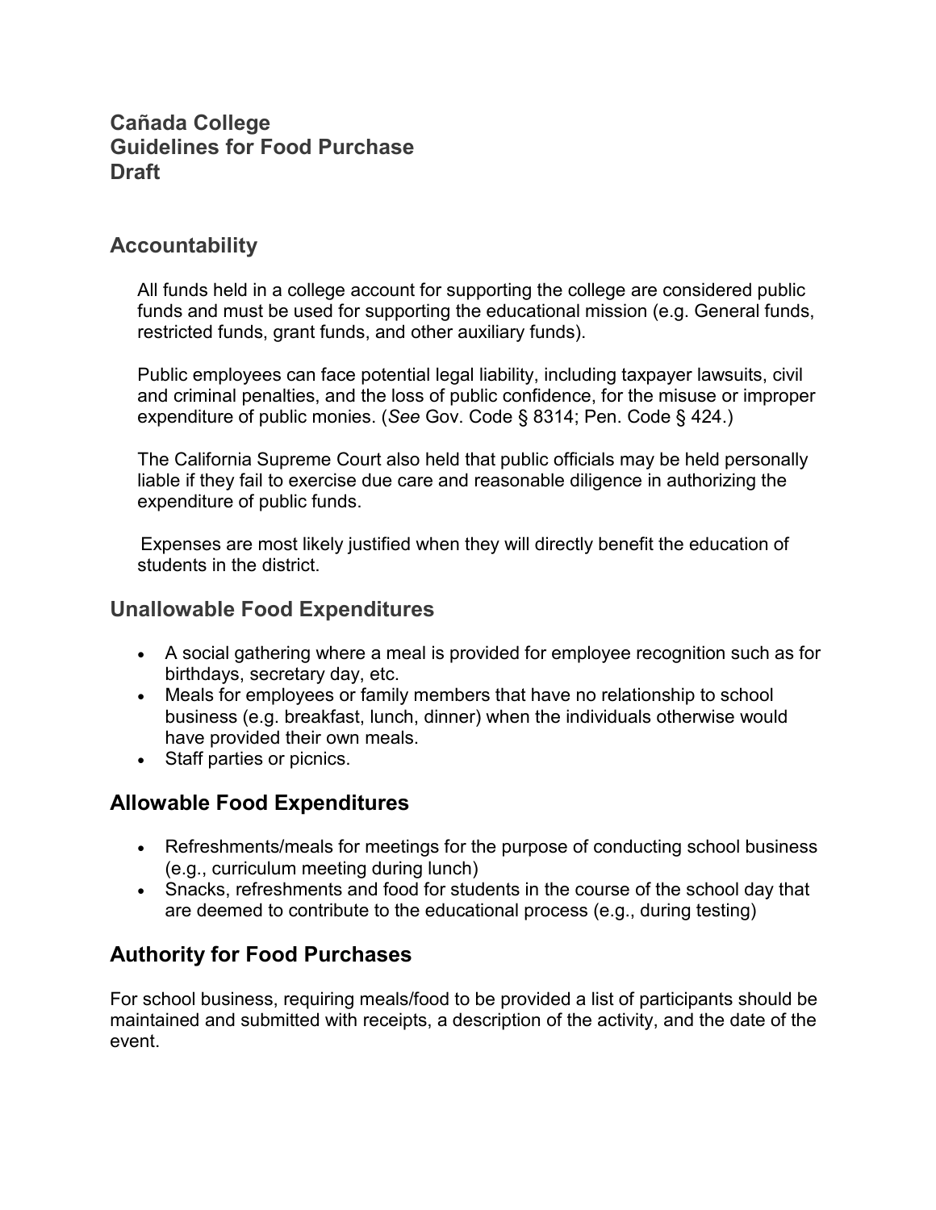# Cañada College
# Guidelines for Food Purchase
# Draft

## Accountability

All funds held in a college account for supporting the college are considered public funds and must be used for supporting the educational mission (e.g. General funds, restricted funds, grant funds, and other auxiliary funds).

Public employees can face potential legal liability, including taxpayer lawsuits, civil and criminal penalties, and the loss of public confidence, for the misuse or improper expenditure of public monies. (*See* Gov. Code § 8314; Pen. Code § 424.)

The California Supreme Court also held that public officials may be held personally liable if they fail to exercise due care and reasonable diligence in authorizing the expenditure of public funds.

Expenses are most likely justified when they will directly benefit the education of students in the district.

## Unallowable Food Expenditures

- A social gathering where a meal is provided for employee recognition such as for birthdays, secretary day, etc.
- Meals for employees or family members that have no relationship to school business (e.g. breakfast, lunch, dinner) when the individuals otherwise would have provided their own meals.
- Staff parties or picnics.

## Allowable Food Expenditures

- Refreshments/meals for meetings for the purpose of conducting school business (e.g., curriculum meeting during lunch)
- Snacks, refreshments and food for students in the course of the school day that are deemed to contribute to the educational process (e.g., during testing)

## Authority for Food Purchases

For school business, requiring meals/food to be provided a list of participants should be maintained and submitted with receipts, a description of the activity, and the date of the event.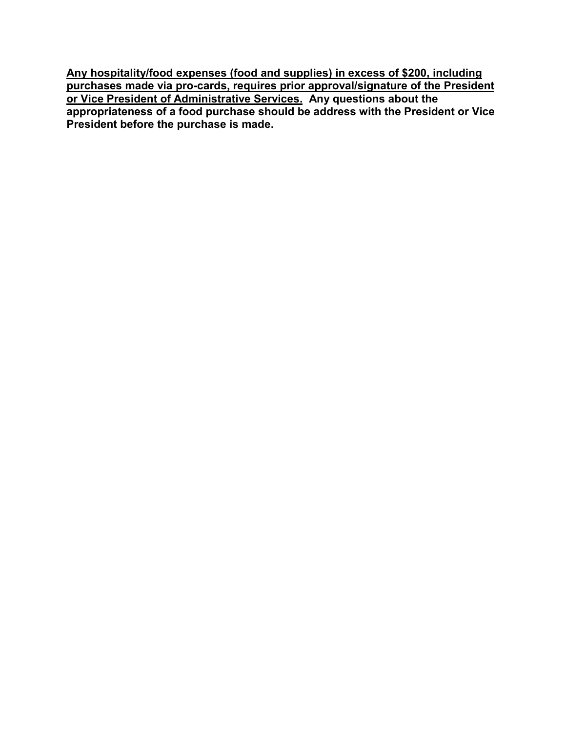**<u>Any hospitality/food expenses (food and supplies) in excess of $200, including purchases made via pro-cards, requires prior approval/signature of the President or Vice President of Administrative Services.</u> Any questions about the appropriateness of a food purchase should be address with the President or Vice President before the purchase is made.**